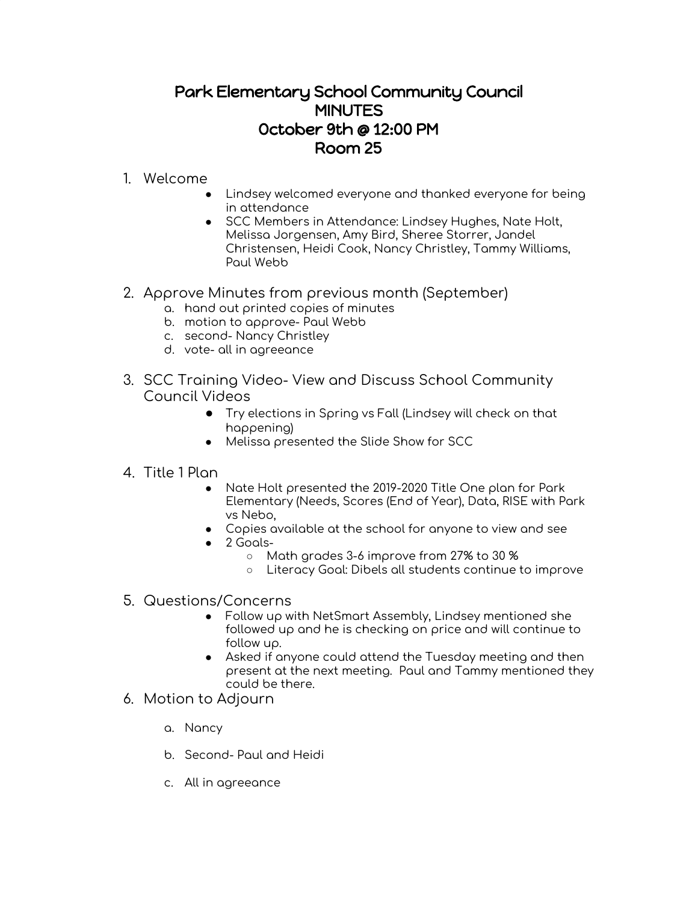# Park Elementary School Community Council
# MINUTES
# October 9th @ 12:00 PM
# Room 25

1. Welcome
    - Lindsey welcomed everyone and thanked everyone for being in attendance
    - SCC Members in Attendance: Lindsey Hughes, Nate Holt, Melissa Jorgensen, Amy Bird, Sheree Storrer, Jandel Christensen, Heidi Cook, Nancy Christley, Tammy Williams, Paul Webb

2. Approve Minutes from previous month (September)
    a. hand out printed copies of minutes
    b. motion to approve- Paul Webb
    c. second- Nancy Christley
    d. vote- all in agreeance

3. SCC Training Video- View and Discuss School Community Council Videos
    - Try elections in Spring vs Fall (Lindsey will check on that happening)
    - Melissa presented the Slide Show for SCC

4. Title 1 Plan
    - Nate Holt presented the 2019-2020 Title One plan for Park Elementary (Needs, Scores (End of Year), Data, RISE with Park vs Nebo,
    - Copies available at the school for anyone to view and see
    - 2 Goals-
        - Math grades 3-6 improve from 27% to 30 %
        - Literacy Goal: Dibels all students continue to improve

5. Questions/Concerns
    - Follow up with NetSmart Assembly, Lindsey mentioned she followed up and he is checking on price and will continue to follow up.
    - Asked if anyone could attend the Tuesday meeting and then present at the next meeting. Paul and Tammy mentioned they could be there.

6. Motion to Adjourn
    a. Nancy
    b. Second- Paul and Heidi
    c. All in agreeance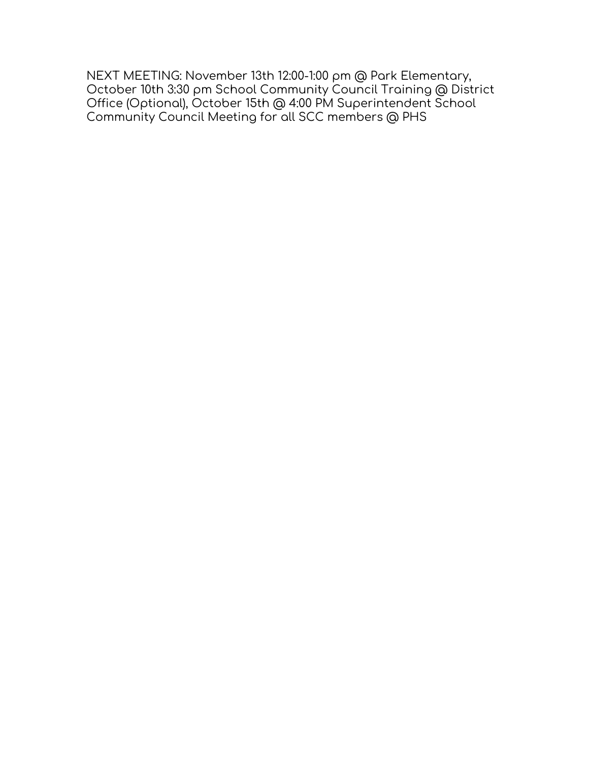NEXT MEETING: November 13th 12:00-1:00 pm @ Park Elementary, October 10th 3:30 pm School Community Council Training @ District Office (Optional), October 15th @ 4:00 PM Superintendent School Community Council Meeting for all SCC members @ PHS